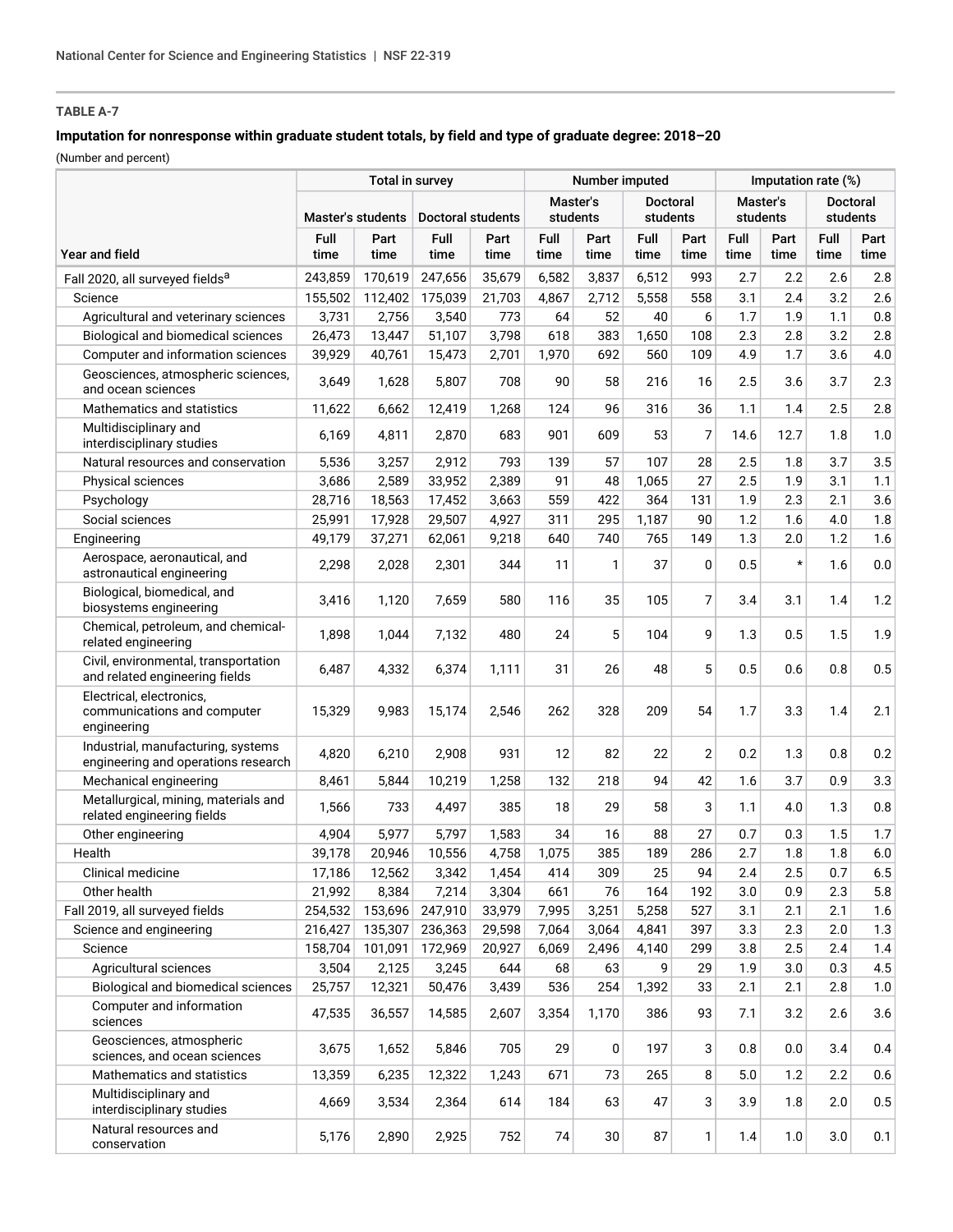**TABLE A-7**

**Imputation for nonresponse within graduate student totals, by field and type of graduate degree: 2018–20**

(Number and percent)

| Year and field | Total in survey | | | | Number imputed | | | | Imputation rate (%) | | | |
|---|---|---|---|---|---|---|---|---|---|---|---|---|
| | Master's students | | Doctoral students | | Master's students | | Doctoral students | | Master's students | | Doctoral students | |
| | Full time | Part time | Full time | Part time | Full time | Part time | Full time | Part time | Full time | Part time | Full time | Part time |
| Fall 2020, all surveyed fields[a] | 243,859 | 170,619 | 247,656 | 35,679 | 6,582 | 3,837 | 6,512 | 993 | 2.7 | 2.2 | 2.6 | 2.8 |
| Science | 155,502 | 112,402 | 175,039 | 21,703 | 4,867 | 2,712 | 5,558 | 558 | 3.1 | 2.4 | 3.2 | 2.6 |
| Agricultural and veterinary sciences | 3,731 | 2,756 | 3,540 | 773 | 64 | 52 | 40 | 6 | 1.7 | 1.9 | 1.1 | 0.8 |
| Biological and biomedical sciences | 26,473 | 13,447 | 51,107 | 3,798 | 618 | 383 | 1,650 | 108 | 2.3 | 2.8 | 3.2 | 2.8 |
| Computer and information sciences | 39,929 | 40,761 | 15,473 | 2,701 | 1,970 | 692 | 560 | 109 | 4.9 | 1.7 | 3.6 | 4.0 |
| Geosciences, atmospheric sciences, and ocean sciences | 3,649 | 1,628 | 5,807 | 708 | 90 | 58 | 216 | 16 | 2.5 | 3.6 | 3.7 | 2.3 |
| Mathematics and statistics | 11,622 | 6,662 | 12,419 | 1,268 | 124 | 96 | 316 | 36 | 1.1 | 1.4 | 2.5 | 2.8 |
| Multidisciplinary and interdisciplinary studies | 6,169 | 4,811 | 2,870 | 683 | 901 | 609 | 53 | 7 | 14.6 | 12.7 | 1.8 | 1.0 |
| Natural resources and conservation | 5,536 | 3,257 | 2,912 | 793 | 139 | 57 | 107 | 28 | 2.5 | 1.8 | 3.7 | 3.5 |
| Physical sciences | 3,686 | 2,589 | 33,952 | 2,389 | 91 | 48 | 1,065 | 27 | 2.5 | 1.9 | 3.1 | 1.1 |
| Psychology | 28,716 | 18,563 | 17,452 | 3,663 | 559 | 422 | 364 | 131 | 1.9 | 2.3 | 2.1 | 3.6 |
| Social sciences | 25,991 | 17,928 | 29,507 | 4,927 | 311 | 295 | 1,187 | 90 | 1.2 | 1.6 | 4.0 | 1.8 |
| Engineering | 49,179 | 37,271 | 62,061 | 9,218 | 640 | 740 | 765 | 149 | 1.3 | 2.0 | 1.2 | 1.6 |
| Aerospace, aeronautical, and astronautical engineering | 2,298 | 2,028 | 2,301 | 344 | 11 | 1 | 37 | 0 | 0.5 | * | 1.6 | 0.0 |
| Biological, biomedical, and biosystems engineering | 3,416 | 1,120 | 7,659 | 580 | 116 | 35 | 105 | 7 | 3.4 | 3.1 | 1.4 | 1.2 |
| Chemical, petroleum, and chemical-related engineering | 1,898 | 1,044 | 7,132 | 480 | 24 | 5 | 104 | 9 | 1.3 | 0.5 | 1.5 | 1.9 |
| Civil, environmental, transportation and related engineering fields | 6,487 | 4,332 | 6,374 | 1,111 | 31 | 26 | 48 | 5 | 0.5 | 0.6 | 0.8 | 0.5 |
| Electrical, electronics, communications and computer engineering | 15,329 | 9,983 | 15,174 | 2,546 | 262 | 328 | 209 | 54 | 1.7 | 3.3 | 1.4 | 2.1 |
| Industrial, manufacturing, systems engineering and operations research | 4,820 | 6,210 | 2,908 | 931 | 12 | 82 | 22 | 2 | 0.2 | 1.3 | 0.8 | 0.2 |
| Mechanical engineering | 8,461 | 5,844 | 10,219 | 1,258 | 132 | 218 | 94 | 42 | 1.6 | 3.7 | 0.9 | 3.3 |
| Metallurgical, mining, materials and related engineering fields | 1,566 | 733 | 4,497 | 385 | 18 | 29 | 58 | 3 | 1.1 | 4.0 | 1.3 | 0.8 |
| Other engineering | 4,904 | 5,977 | 5,797 | 1,583 | 34 | 16 | 88 | 27 | 0.7 | 0.3 | 1.5 | 1.7 |
| Health | 39,178 | 20,946 | 10,556 | 4,758 | 1,075 | 385 | 189 | 286 | 2.7 | 1.8 | 1.8 | 6.0 |
| Clinical medicine | 17,186 | 12,562 | 3,342 | 1,454 | 414 | 309 | 25 | 94 | 2.4 | 2.5 | 0.7 | 6.5 |
| Other health | 21,992 | 8,384 | 7,214 | 3,304 | 661 | 76 | 164 | 192 | 3.0 | 0.9 | 2.3 | 5.8 |
| Fall 2019, all surveyed fields | 254,532 | 153,696 | 247,910 | 33,979 | 7,995 | 3,251 | 5,258 | 527 | 3.1 | 2.1 | 2.1 | 1.6 |
| Science and engineering | 216,427 | 135,307 | 236,363 | 29,598 | 7,064 | 3,064 | 4,841 | 397 | 3.3 | 2.3 | 2.0 | 1.3 |
| Science | 158,704 | 101,091 | 172,969 | 20,927 | 6,069 | 2,496 | 4,140 | 299 | 3.8 | 2.5 | 2.4 | 1.4 |
| Agricultural sciences | 3,504 | 2,125 | 3,245 | 644 | 68 | 63 | 9 | 29 | 1.9 | 3.0 | 0.3 | 4.5 |
| Biological and biomedical sciences | 25,757 | 12,321 | 50,476 | 3,439 | 536 | 254 | 1,392 | 33 | 2.1 | 2.1 | 2.8 | 1.0 |
| Computer and information sciences | 47,535 | 36,557 | 14,585 | 2,607 | 3,354 | 1,170 | 386 | 93 | 7.1 | 3.2 | 2.6 | 3.6 |
| Geosciences, atmospheric sciences, and ocean sciences | 3,675 | 1,652 | 5,846 | 705 | 29 | 0 | 197 | 3 | 0.8 | 0.0 | 3.4 | 0.4 |
| Mathematics and statistics | 13,359 | 6,235 | 12,322 | 1,243 | 671 | 73 | 265 | 8 | 5.0 | 1.2 | 2.2 | 0.6 |
| Multidisciplinary and interdisciplinary studies | 4,669 | 3,534 | 2,364 | 614 | 184 | 63 | 47 | 3 | 3.9 | 1.8 | 2.0 | 0.5 |
| Natural resources and conservation | 5,176 | 2,890 | 2,925 | 752 | 74 | 30 | 87 | 1 | 1.4 | 1.0 | 3.0 | 0.1 |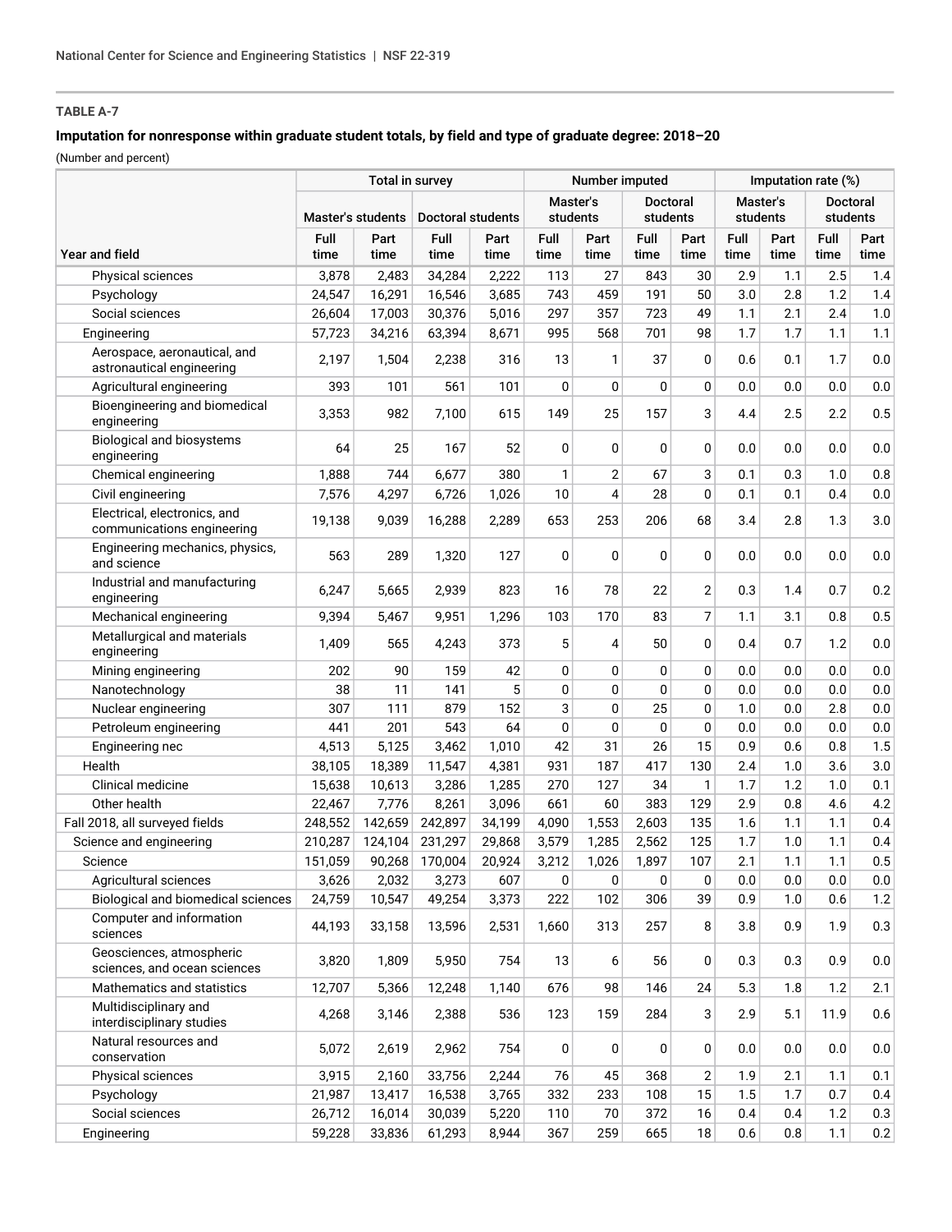**TABLE A-7**

**Imputation for nonresponse within graduate student totals, by field and type of graduate degree: 2018–20**

(Number and percent)

| Year and field | Total in survey | | | | Number imputed | | | | Imputation rate (%) | | | |
|---|---|---|---|---|---|---|---|---|---|---|---|---|
| | Master's students | | Doctoral students | | Master's students | | Doctoral students | | Master's students | | Doctoral students | |
| | Full time | Part time | Full time | Part time | Full time | Part time | Full time | Part time | Full time | Part time | Full time | Part time |
| Physical sciences | 3,878 | 2,483 | 34,284 | 2,222 | 113 | 27 | 843 | 30 | 2.9 | 1.1 | 2.5 | 1.4 |
| Psychology | 24,547 | 16,291 | 16,546 | 3,685 | 743 | 459 | 191 | 50 | 3.0 | 2.8 | 1.2 | 1.4 |
| Social sciences | 26,604 | 17,003 | 30,376 | 5,016 | 297 | 357 | 723 | 49 | 1.1 | 2.1 | 2.4 | 1.0 |
| Engineering | 57,723 | 34,216 | 63,394 | 8,671 | 995 | 568 | 701 | 98 | 1.7 | 1.7 | 1.1 | 1.1 |
| Aerospace, aeronautical, and astronautical engineering | 2,197 | 1,504 | 2,238 | 316 | 13 | 1 | 37 | 0 | 0.6 | 0.1 | 1.7 | 0.0 |
| Agricultural engineering | 393 | 101 | 561 | 101 | 0 | 0 | 0 | 0 | 0.0 | 0.0 | 0.0 | 0.0 |
| Bioengineering and biomedical engineering | 3,353 | 982 | 7,100 | 615 | 149 | 25 | 157 | 3 | 4.4 | 2.5 | 2.2 | 0.5 |
| Biological and biosystems engineering | 64 | 25 | 167 | 52 | 0 | 0 | 0 | 0 | 0.0 | 0.0 | 0.0 | 0.0 |
| Chemical engineering | 1,888 | 744 | 6,677 | 380 | 1 | 2 | 67 | 3 | 0.1 | 0.3 | 1.0 | 0.8 |
| Civil engineering | 7,576 | 4,297 | 6,726 | 1,026 | 10 | 4 | 28 | 0 | 0.1 | 0.1 | 0.4 | 0.0 |
| Electrical, electronics, and communications engineering | 19,138 | 9,039 | 16,288 | 2,289 | 653 | 253 | 206 | 68 | 3.4 | 2.8 | 1.3 | 3.0 |
| Engineering mechanics, physics, and science | 563 | 289 | 1,320 | 127 | 0 | 0 | 0 | 0 | 0.0 | 0.0 | 0.0 | 0.0 |
| Industrial and manufacturing engineering | 6,247 | 5,665 | 2,939 | 823 | 16 | 78 | 22 | 2 | 0.3 | 1.4 | 0.7 | 0.2 |
| Mechanical engineering | 9,394 | 5,467 | 9,951 | 1,296 | 103 | 170 | 83 | 7 | 1.1 | 3.1 | 0.8 | 0.5 |
| Metallurgical and materials engineering | 1,409 | 565 | 4,243 | 373 | 5 | 4 | 50 | 0 | 0.4 | 0.7 | 1.2 | 0.0 |
| Mining engineering | 202 | 90 | 159 | 42 | 0 | 0 | 0 | 0 | 0.0 | 0.0 | 0.0 | 0.0 |
| Nanotechnology | 38 | 11 | 141 | 5 | 0 | 0 | 0 | 0 | 0.0 | 0.0 | 0.0 | 0.0 |
| Nuclear engineering | 307 | 111 | 879 | 152 | 3 | 0 | 25 | 0 | 1.0 | 0.0 | 2.8 | 0.0 |
| Petroleum engineering | 441 | 201 | 543 | 64 | 0 | 0 | 0 | 0 | 0.0 | 0.0 | 0.0 | 0.0 |
| Engineering nec | 4,513 | 5,125 | 3,462 | 1,010 | 42 | 31 | 26 | 15 | 0.9 | 0.6 | 0.8 | 1.5 |
| Health | 38,105 | 18,389 | 11,547 | 4,381 | 931 | 187 | 417 | 130 | 2.4 | 1.0 | 3.6 | 3.0 |
| Clinical medicine | 15,638 | 10,613 | 3,286 | 1,285 | 270 | 127 | 34 | 1 | 1.7 | 1.2 | 1.0 | 0.1 |
| Other health | 22,467 | 7,776 | 8,261 | 3,096 | 661 | 60 | 383 | 129 | 2.9 | 0.8 | 4.6 | 4.2 |
| Fall 2018, all surveyed fields | 248,552 | 142,659 | 242,897 | 34,199 | 4,090 | 1,553 | 2,603 | 135 | 1.6 | 1.1 | 1.1 | 0.4 |
| Science and engineering | 210,287 | 124,104 | 231,297 | 29,868 | 3,579 | 1,285 | 2,562 | 125 | 1.7 | 1.0 | 1.1 | 0.4 |
| Science | 151,059 | 90,268 | 170,004 | 20,924 | 3,212 | 1,026 | 1,897 | 107 | 2.1 | 1.1 | 1.1 | 0.5 |
| Agricultural sciences | 3,626 | 2,032 | 3,273 | 607 | 0 | 0 | 0 | 0 | 0.0 | 0.0 | 0.0 | 0.0 |
| Biological and biomedical sciences | 24,759 | 10,547 | 49,254 | 3,373 | 222 | 102 | 306 | 39 | 0.9 | 1.0 | 0.6 | 1.2 |
| Computer and information sciences | 44,193 | 33,158 | 13,596 | 2,531 | 1,660 | 313 | 257 | 8 | 3.8 | 0.9 | 1.9 | 0.3 |
| Geosciences, atmospheric sciences, and ocean sciences | 3,820 | 1,809 | 5,950 | 754 | 13 | 6 | 56 | 0 | 0.3 | 0.3 | 0.9 | 0.0 |
| Mathematics and statistics | 12,707 | 5,366 | 12,248 | 1,140 | 676 | 98 | 146 | 24 | 5.3 | 1.8 | 1.2 | 2.1 |
| Multidisciplinary and interdisciplinary studies | 4,268 | 3,146 | 2,388 | 536 | 123 | 159 | 284 | 3 | 2.9 | 5.1 | 11.9 | 0.6 |
| Natural resources and conservation | 5,072 | 2,619 | 2,962 | 754 | 0 | 0 | 0 | 0 | 0.0 | 0.0 | 0.0 | 0.0 |
| Physical sciences | 3,915 | 2,160 | 33,756 | 2,244 | 76 | 45 | 368 | 2 | 1.9 | 2.1 | 1.1 | 0.1 |
| Psychology | 21,987 | 13,417 | 16,538 | 3,765 | 332 | 233 | 108 | 15 | 1.5 | 1.7 | 0.7 | 0.4 |
| Social sciences | 26,712 | 16,014 | 30,039 | 5,220 | 110 | 70 | 372 | 16 | 0.4 | 0.4 | 1.2 | 0.3 |
| Engineering | 59,228 | 33,836 | 61,293 | 8,944 | 367 | 259 | 665 | 18 | 0.6 | 0.8 | 1.1 | 0.2 |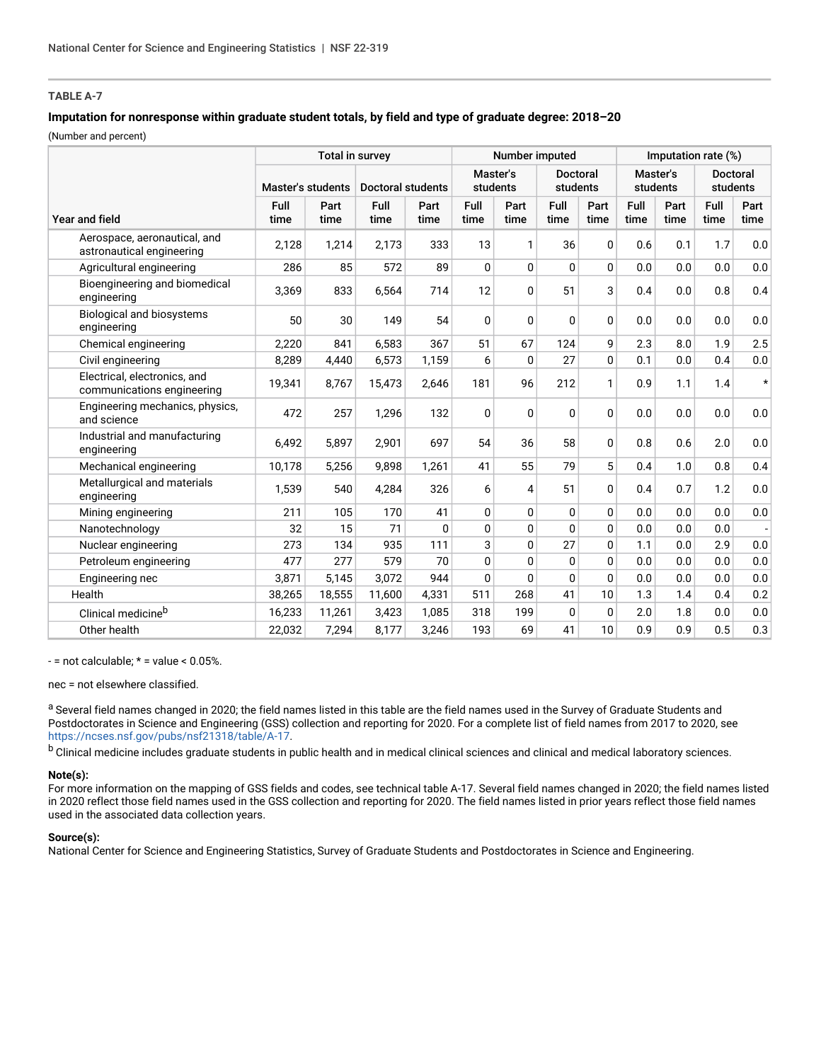**TABLE A-7**

**Imputation for nonresponse within graduate student totals, by field and type of graduate degree: 2018–20**

(Number and percent)

| Year and field | Total in survey | | | | Number imputed | | | | Imputation rate (%) | | | |
|---|---|---|---|---|---|---|---|---|---|---|---|---|
| | Master's students | | Doctoral students | | Master's students | | Doctoral students | | Master's students | | Doctoral students | |
| | Full time | Part time | Full time | Part time | Full time | Part time | Full time | Part time | Full time | Part time | Full time | Part time |
| Aerospace, aeronautical, and astronautical engineering | 2,128 | 1,214 | 2,173 | 333 | 13 | 1 | 36 | 0 | 0.6 | 0.1 | 1.7 | 0.0 |
| Agricultural engineering | 286 | 85 | 572 | 89 | 0 | 0 | 0 | 0 | 0.0 | 0.0 | 0.0 | 0.0 |
| Bioengineering and biomedical engineering | 3,369 | 833 | 6,564 | 714 | 12 | 0 | 51 | 3 | 0.4 | 0.0 | 0.8 | 0.4 |
| Biological and biosystems engineering | 50 | 30 | 149 | 54 | 0 | 0 | 0 | 0 | 0.0 | 0.0 | 0.0 | 0.0 |
| Chemical engineering | 2,220 | 841 | 6,583 | 367 | 51 | 67 | 124 | 9 | 2.3 | 8.0 | 1.9 | 2.5 |
| Civil engineering | 8,289 | 4,440 | 6,573 | 1,159 | 6 | 0 | 27 | 0 | 0.1 | 0.0 | 0.4 | 0.0 |
| Electrical, electronics, and communications engineering | 19,341 | 8,767 | 15,473 | 2,646 | 181 | 96 | 212 | 1 | 0.9 | 1.1 | 1.4 | * |
| Engineering mechanics, physics, and science | 472 | 257 | 1,296 | 132 | 0 | 0 | 0 | 0 | 0.0 | 0.0 | 0.0 | 0.0 |
| Industrial and manufacturing engineering | 6,492 | 5,897 | 2,901 | 697 | 54 | 36 | 58 | 0 | 0.8 | 0.6 | 2.0 | 0.0 |
| Mechanical engineering | 10,178 | 5,256 | 9,898 | 1,261 | 41 | 55 | 79 | 5 | 0.4 | 1.0 | 0.8 | 0.4 |
| Metallurgical and materials engineering | 1,539 | 540 | 4,284 | 326 | 6 | 4 | 51 | 0 | 0.4 | 0.7 | 1.2 | 0.0 |
| Mining engineering | 211 | 105 | 170 | 41 | 0 | 0 | 0 | 0 | 0.0 | 0.0 | 0.0 | 0.0 |
| Nanotechnology | 32 | 15 | 71 | 0 | 0 | 0 | 0 | 0 | 0.0 | 0.0 | 0.0 | - |
| Nuclear engineering | 273 | 134 | 935 | 111 | 3 | 0 | 27 | 0 | 1.1 | 0.0 | 2.9 | 0.0 |
| Petroleum engineering | 477 | 277 | 579 | 70 | 0 | 0 | 0 | 0 | 0.0 | 0.0 | 0.0 | 0.0 |
| Engineering nec | 3,871 | 5,145 | 3,072 | 944 | 0 | 0 | 0 | 0 | 0.0 | 0.0 | 0.0 | 0.0 |
| Health | 38,265 | 18,555 | 11,600 | 4,331 | 511 | 268 | 41 | 10 | 1.3 | 1.4 | 0.4 | 0.2 |
| Clinical medicine[b] | 16,233 | 11,261 | 3,423 | 1,085 | 318 | 199 | 0 | 0 | 2.0 | 1.8 | 0.0 | 0.0 |
| Other health | 22,032 | 7,294 | 8,177 | 3,246 | 193 | 69 | 41 | 10 | 0.9 | 0.9 | 0.5 | 0.3 |

- = not calculable; * = value < 0.05%.

nec = not elsewhere classified.

[a] Several field names changed in 2020; the field names listed in this table are the field names used in the Survey of Graduate Students and Postdoctorates in Science and Engineering (GSS) collection and reporting for 2020. For a complete list of field names from 2017 to 2020, see https://ncses.nsf.gov/pubs/nsf21318/table/A-17.

[b] Clinical medicine includes graduate students in public health and in medical clinical sciences and clinical and medical laboratory sciences.

**Note(s):**

For more information on the mapping of GSS fields and codes, see technical table A-17. Several field names changed in 2020; the field names listed in 2020 reflect those field names used in the GSS collection and reporting for 2020. The field names listed in prior years reflect those field names used in the associated data collection years.

**Source(s):**

National Center for Science and Engineering Statistics, Survey of Graduate Students and Postdoctorates in Science and Engineering.